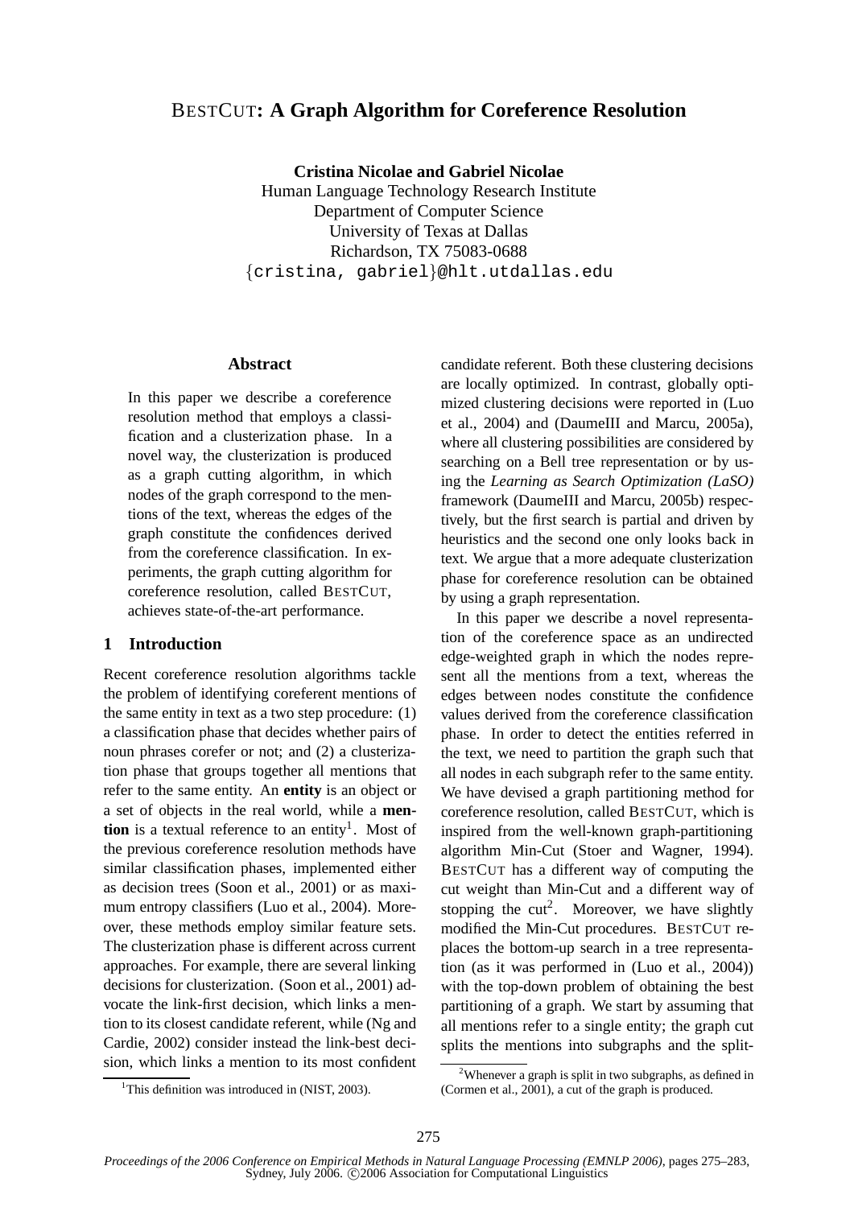# BESTCUT: A Graph Algorithm for Coreference Resolution

**Cristina Nicolae and Gabriel Nicolae**
Human Language Technology Research Institute
Department of Computer Science
University of Texas at Dallas
Richardson, TX 75083-0688
{cristina, gabriel}@hlt.utdallas.edu

## Abstract

In this paper we describe a coreference resolution method that employs a classification and a clusterization phase. In a novel way, the clusterization is produced as a graph cutting algorithm, in which nodes of the graph correspond to the mentions of the text, whereas the edges of the graph constitute the confidences derived from the coreference classification. In experiments, the graph cutting algorithm for coreference resolution, called BESTCUT, achieves state-of-the-art performance.

## 1 Introduction

Recent coreference resolution algorithms tackle the problem of identifying coreferent mentions of the same entity in text as a two step procedure: (1) a classification phase that decides whether pairs of noun phrases corefer or not; and (2) a clusterization phase that groups together all mentions that refer to the same entity. An **entity** is an object or a set of objects in the real world, while a **mention** is a textual reference to an entity[1]. Most of the previous coreference resolution methods have similar classification phases, implemented either as decision trees (Soon et al., 2001) or as maximum entropy classifiers (Luo et al., 2004). Moreover, these methods employ similar feature sets. The clusterization phase is different across current approaches. For example, there are several linking decisions for clusterization. (Soon et al., 2001) advocate the link-first decision, which links a mention to its closest candidate referent, while (Ng and Cardie, 2002) consider instead the link-best decision, which links a mention to its most confident candidate referent. Both these clustering decisions are locally optimized. In contrast, globally optimized clustering decisions were reported in (Luo et al., 2004) and (DaumeIII and Marcu, 2005a), where all clustering possibilities are considered by searching on a Bell tree representation or by using the *Learning as Search Optimization (LaSO)* framework (DaumeIII and Marcu, 2005b) respectively, but the first search is partial and driven by heuristics and the second one only looks back in text. We argue that a more adequate clusterization phase for coreference resolution can be obtained by using a graph representation.

In this paper we describe a novel representation of the coreference space as an undirected edge-weighted graph in which the nodes represent all the mentions from a text, whereas the edges between nodes constitute the confidence values derived from the coreference classification phase. In order to detect the entities referred in the text, we need to partition the graph such that all nodes in each subgraph refer to the same entity. We have devised a graph partitioning method for coreference resolution, called BESTCUT, which is inspired from the well-known graph-partitioning algorithm Min-Cut (Stoer and Wagner, 1994). BESTCUT has a different way of computing the cut weight than Min-Cut and a different way of stopping the cut[2]. Moreover, we have slightly modified the Min-Cut procedures. BESTCUT replaces the bottom-up search in a tree representation (as it was performed in (Luo et al., 2004)) with the top-down problem of obtaining the best partitioning of a graph. We start by assuming that all mentions refer to a single entity; the graph cut splits the mentions into subgraphs and the split-

[1]This definition was introduced in (NIST, 2003).

[2]Whenever a graph is split in two subgraphs, as defined in (Cormen et al., 2001), a cut of the graph is produced.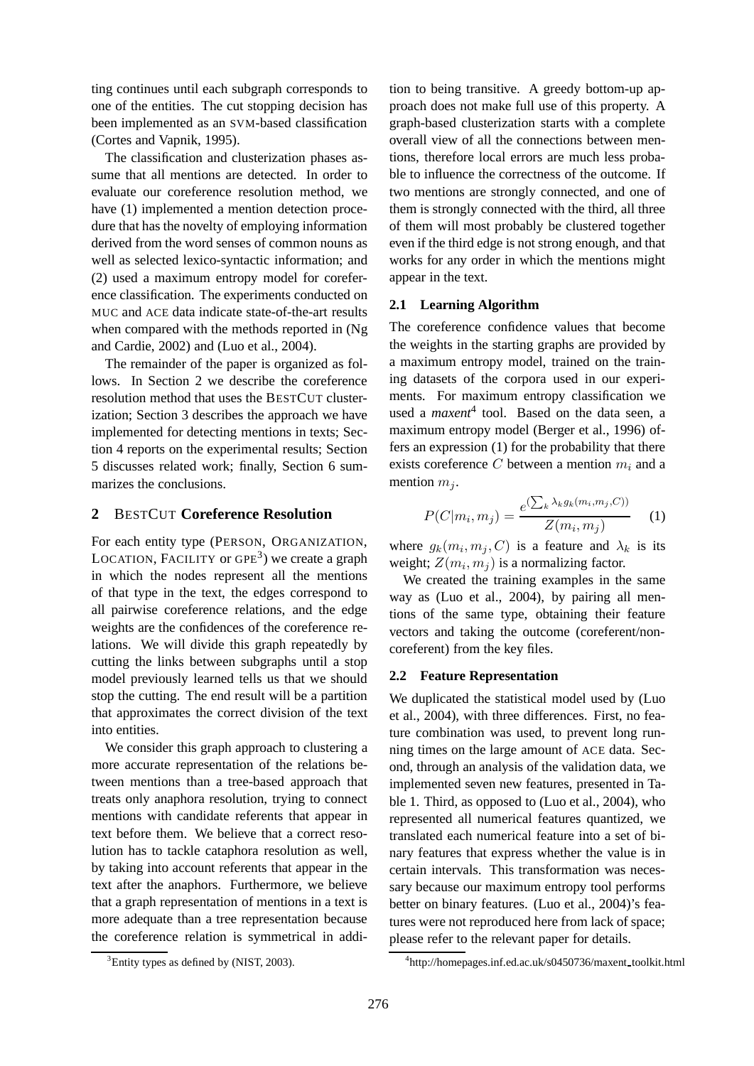ting continues until each subgraph corresponds to one of the entities. The cut stopping decision has been implemented as an SVM-based classification (Cortes and Vapnik, 1995).

The classification and clusterization phases assume that all mentions are detected. In order to evaluate our coreference resolution method, we have (1) implemented a mention detection procedure that has the novelty of employing information derived from the word senses of common nouns as well as selected lexico-syntactic information; and (2) used a maximum entropy model for coreference classification. The experiments conducted on MUC and ACE data indicate state-of-the-art results when compared with the methods reported in (Ng and Cardie, 2002) and (Luo et al., 2004).

The remainder of the paper is organized as follows. In Section 2 we describe the coreference resolution method that uses the BESTCUT clusterization; Section 3 describes the approach we have implemented for detecting mentions in texts; Section 4 reports on the experimental results; Section 5 discusses related work; finally, Section 6 summarizes the conclusions.

## 2 BESTCUT Coreference Resolution

For each entity type (PERSON, ORGANIZATION, LOCATION, FACILITY or GPE[3]) we create a graph in which the nodes represent all the mentions of that type in the text, the edges correspond to all pairwise coreference relations, and the edge weights are the confidences of the coreference relations. We will divide this graph repeatedly by cutting the links between subgraphs until a stop model previously learned tells us that we should stop the cutting. The end result will be a partition that approximates the correct division of the text into entities.

We consider this graph approach to clustering a more accurate representation of the relations between mentions than a tree-based approach that treats only anaphora resolution, trying to connect mentions with candidate referents that appear in text before them. We believe that a correct resolution has to tackle cataphora resolution as well, by taking into account referents that appear in the text after the anaphors. Furthermore, we believe that a graph representation of mentions in a text is more adequate than a tree representation because the coreference relation is symmetrical in addition to being transitive. A greedy bottom-up approach does not make full use of this property. A graph-based clusterization starts with a complete overall view of all the connections between mentions, therefore local errors are much less probable to influence the correctness of the outcome. If two mentions are strongly connected, and one of them is strongly connected with the third, all three of them will most probably be clustered together even if the third edge is not strong enough, and that works for any order in which the mentions might appear in the text.

### 2.1 Learning Algorithm

The coreference confidence values that become the weights in the starting graphs are provided by a maximum entropy model, trained on the training datasets of the corpora used in our experiments. For maximum entropy classification we used a *maxent*[4] tool. Based on the data seen, a maximum entropy model (Berger et al., 1996) offers an expression (1) for the probability that there exists coreference $C$ between a mention $m_i$ and a mention $m_j$.

$$P(C|m_i, m_j) = \frac{e^{(\sum_k \lambda_k g_k(m_i, m_j, C))}}{Z(m_i, m_j)} \quad (1)$$

where $g_k(m_i, m_j, C)$ is a feature and $\lambda_k$ is its weight; $Z(m_i, m_j)$ is a normalizing factor.

We created the training examples in the same way as (Luo et al., 2004), by pairing all mentions of the same type, obtaining their feature vectors and taking the outcome (coreferent/non-coreferent) from the key files.

### 2.2 Feature Representation

We duplicated the statistical model used by (Luo et al., 2004), with three differences. First, no feature combination was used, to prevent long running times on the large amount of ACE data. Second, through an analysis of the validation data, we implemented seven new features, presented in Table 1. Third, as opposed to (Luo et al., 2004), who represented all numerical features quantized, we translated each numerical feature into a set of binary features that express whether the value is in certain intervals. This transformation was necessary because our maximum entropy tool performs better on binary features. (Luo et al., 2004)'s features were not reproduced here from lack of space; please refer to the relevant paper for details.

[3] Entity types as defined by (NIST, 2003).

[4] http://homepages.inf.ed.ac.uk/s0450736/maxent_toolkit.html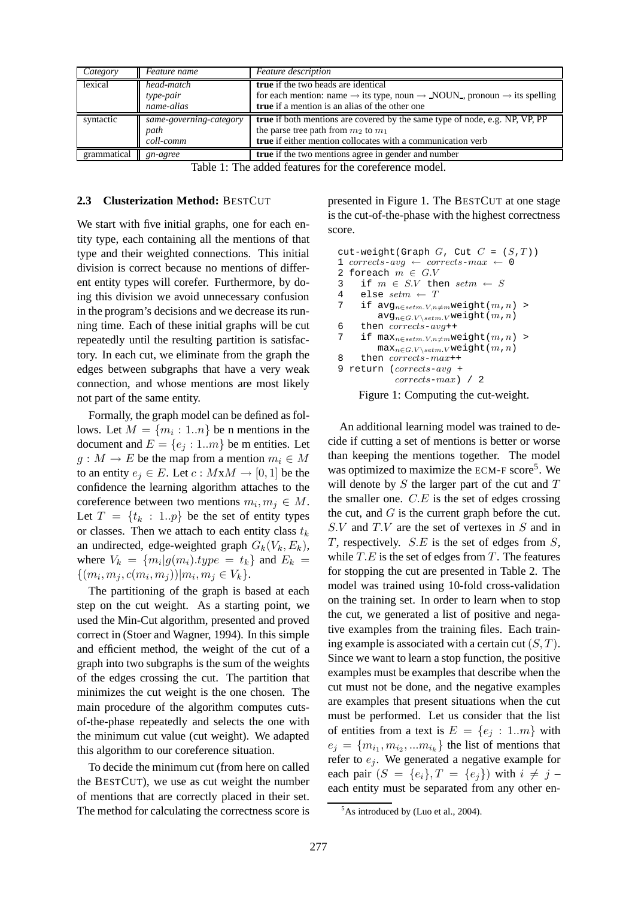| Category | Feature name | Feature description |
|---|---|---|
| lexical | *head-match* | **true** if the two heads are identical |
| | *type-pair* | for each mention: name → its type, noun → _NOUN_, pronoun → its spelling |
| | *name-alias* | **true** if a mention is an alias of the other one |
| syntactic | *same-governing-category* | **true** if both mentions are covered by the same type of node, e.g. NP, VP, PP |
| | *path* | the parse tree path from $m_2$ to $m_1$ |
| | *coll-comm* | **true** if either mention collocates with a communication verb |
| grammatical | *gn-agree* | **true** if the two mentions agree in gender and number |

Table 1: The added features for the coreference model.

### 2.3 Clusterization Method: BESTCUT

We start with five initial graphs, one for each entity type, each containing all the mentions of that type and their weighted connections. This initial division is correct because no mentions of different entity types will corefer. Furthermore, by doing this division we avoid unnecessary confusion in the program's decisions and we decrease its running time. Each of these initial graphs will be cut repeatedly until the resulting partition is satisfactory. In each cut, we eliminate from the graph the edges between subgraphs that have a very weak connection, and whose mentions are most likely not part of the same entity.

Formally, the graph model can be defined as follows. Let $M = \{m_i : 1..n\}$ be n mentions in the document and $E = \{e_j : 1..m\}$ be m entities. Let $g : M \rightarrow E$ be the map from a mention $m_i \in M$ to an entity $e_j \in E$. Let $c : M\text{x}M \rightarrow [0, 1]$ be the confidence the learning algorithm attaches to the coreference between two mentions $m_i, m_j \in M$. Let $T = \{t_k : 1..p\}$ be the set of entity types or classes. Then we attach to each entity class $t_k$ an undirected, edge-weighted graph $G_k(V_k, E_k)$, where $V_k = \{m_i | g(m_i).type = t_k\}$ and $E_k = \{(m_i, m_j, c(m_i, m_j)) | m_i, m_j \in V_k\}$.

The partitioning of the graph is based at each step on the cut weight. As a starting point, we used the Min-Cut algorithm, presented and proved correct in (Stoer and Wagner, 1994). In this simple and efficient method, the weight of the cut of a graph into two subgraphs is the sum of the weights of the edges crossing the cut. The partition that minimizes the cut weight is the one chosen. The main procedure of the algorithm computes cuts-of-the-phase repeatedly and selects the one with the minimum cut value (cut weight). We adapted this algorithm to our coreference situation.

To decide the minimum cut (from here on called the BESTCUT), we use as cut weight the number of mentions that are correctly placed in their set. The method for calculating the correctness score is presented in Figure 1. The BESTCUT at one stage is the cut-of-the-phase with the highest correctness score.

```
cut-weight(Graph G, Cut C = (S,T))
1 corrects-avg ← corrects-max ← 0
2 foreach m ∈ G.V
3   if m ∈ S.V then setm ← S
4   else setm ← T
7   if avg_{n∈setm.V,n≠m} weight(m,n) >
        avg_{n∈G.V\setm.V} weight(m,n)
6   then corrects-avg++
7   if max_{n∈setm.V,n≠m} weight(m,n) >
        max_{n∈G.V\setm.V} weight(m,n)
8   then corrects-max++
9 return (corrects-avg +
          corrects-max) / 2
```

Figure 1: Computing the cut-weight.

An additional learning model was trained to decide if cutting a set of mentions is better or worse than keeping the mentions together. The model was optimized to maximize the ECM-F score[5]. We will denote by $S$ the larger part of the cut and $T$ the smaller one. $C.E$ is the set of edges crossing the cut, and $G$ is the current graph before the cut. $S.V$ and $T.V$ are the set of vertexes in $S$ and in $T$, respectively. $S.E$ is the set of edges from $S$, while $T.E$ is the set of edges from $T$. The features for stopping the cut are presented in Table 2. The model was trained using 10-fold cross-validation on the training set. In order to learn when to stop the cut, we generated a list of positive and negative examples from the training files. Each training example is associated with a certain cut $(S, T)$. Since we want to learn a stop function, the positive examples must be examples that describe when the cut must not be done, and the negative examples are examples that present situations when the cut must be performed. Let us consider that the list of entities from a text is $E = \{e_j : 1..m\}$ with $e_j = \{m_{i_1}, m_{i_2}, ...m_{i_k}\}$ the list of mentions that refer to $e_j$. We generated a negative example for each pair $(S = \{e_i\}, T = \{e_j\})$ with $i \neq j$ – each entity must be separated from any other en-

[5]As introduced by (Luo et al., 2004).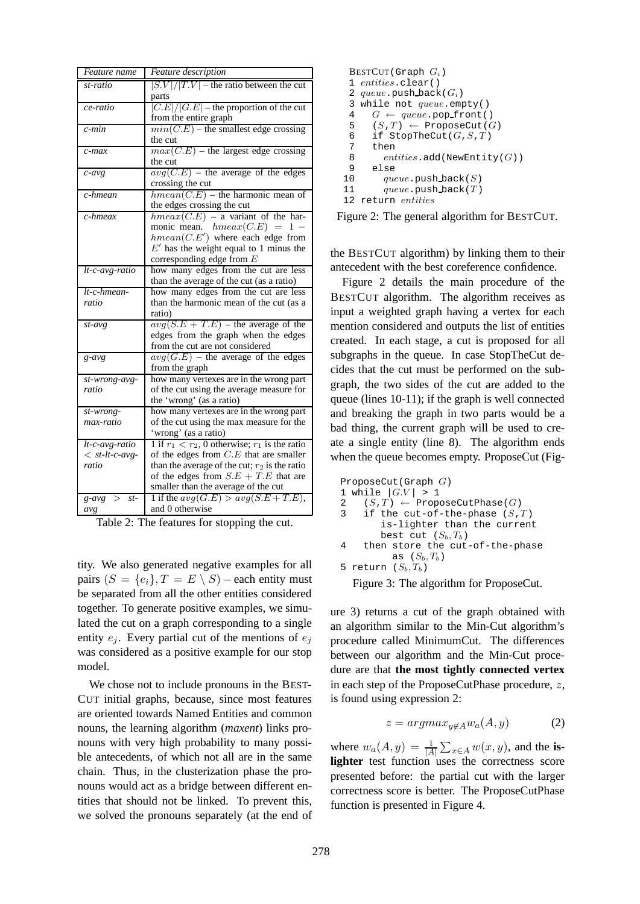| *Feature name* | *Feature description* |
|---|---|
| *st-ratio* | $\|S.V\|/\|T.V\|$ – the ratio between the cut parts |
| *ce-ratio* | $\|C.E\|/\|G.E\|$ – the proportion of the cut from the entire graph |
| *c-min* | $min(C.E)$ – the smallest edge crossing the cut |
| *c-max* | $max(C.E)$ – the largest edge crossing the cut |
| *c-avg* | $avg(C.E)$ – the average of the edges crossing the cut |
| *c-hmean* | $hmean(C.E)$ – the harmonic mean of the edges crossing the cut |
| *c-hmeax* | $hmeax(C.E)$ – a variant of the harmonic mean. $hmeax(C.E) = 1 - hmean(C.E')$ where each edge from $E'$ has the weight equal to 1 minus the corresponding edge from $E$ |
| *lt-c-avg-ratio* | how many edges from the cut are less than the average of the cut (as a ratio) |
| *lt-c-hmean-ratio* | how many edges from the cut are less than the harmonic mean of the cut (as a ratio) |
| *st-avg* | $avg(S.E + T.E)$ – the average of the edges from the graph when the edges from the cut are not considered |
| *g-avg* | $avg(G.E)$ – the average of the edges from the graph |
| *st-wrong-avg-ratio* | how many vertexes are in the wrong part of the cut using the average measure for the 'wrong' (as a ratio) |
| *st-wrong-max-ratio* | how many vertexes are in the wrong part of the cut using the max measure for the 'wrong' (as a ratio) |
| *lt-c-avg-ratio < st-lt-c-avg-ratio* | 1 if $r_1 < r_2$, 0 otherwise; $r_1$ is the ratio of the edges from $C.E$ that are smaller than the average of the cut; $r_2$ is the ratio of the edges from $S.E + T.E$ that are smaller than the average of the cut |
| *g-avg > st-avg* | 1 if the $avg(G.E) > avg(S.E + T.E)$, and 0 otherwise |

Table 2: The features for stopping the cut.

tity. We also generated negative examples for all pairs $(S = \{e_i\}, T = E \setminus S)$ – each entity must be separated from all the other entities considered together. To generate positive examples, we simulated the cut on a graph corresponding to a single entity $e_j$. Every partial cut of the mentions of $e_j$ was considered as a positive example for our stop model.

We chose not to include pronouns in the BESTCUT initial graphs, because, since most features are oriented towards Named Entities and common nouns, the learning algorithm (*maxent*) links pronouns with very high probability to many possible antecedents, of which not all are in the same chain. Thus, in the clusterization phase the pronouns would act as a bridge between different entities that should not be linked. To prevent this, we solved the pronouns separately (at the end of the BESTCUT algorithm) by linking them to their antecedent with the best coreference confidence.

```
BestCut(Graph G_i)
1  entities.clear()
2  queue.push_back(G_i)
3  while not queue.empty()
4    G ← queue.pop_front()
5    (S,T) ← ProposeCut(G)
6    if StopTheCut(G,S,T)
7    then
8      entities.add(NewEntity(G))
9    else
10     queue.push_back(S)
11     queue.push_back(T)
12 return entities
```

Figure 2: The general algorithm for BESTCUT.

Figure 2 details the main procedure of the BESTCUT algorithm. The algorithm receives as input a weighted graph having a vertex for each mention considered and outputs the list of entities created. In each stage, a cut is proposed for all subgraphs in the queue. In case StopTheCut decides that the cut must be performed on the subgraph, the two sides of the cut are added to the queue (lines 10-11); if the graph is well connected and breaking the graph in two parts would be a bad thing, the current graph will be used to create a single entity (line 8). The algorithm ends when the queue becomes empty. ProposeCut (Figure 3) returns a cut of the graph obtained with an algorithm similar to the Min-Cut algorithm's procedure called MinimumCut. The differences between our algorithm and the Min-Cut procedure are that **the most tightly connected vertex** in each step of the ProposeCutPhase procedure, $z$, is found using expression 2:

```
ProposeCut(Graph G)
1 while |G.V| > 1
2   (S,T) ← ProposeCutPhase(G)
3   if the cut-of-the-phase (S,T)
      is-lighter than the current
      best cut (S_b,T_b)
4   then store the cut-of-the-phase
        as (S_b,T_b)
5 return (S_b,T_b)
```

Figure 3: The algorithm for ProposeCut.

$$z = argmax_{y \notin A} w_a(A, y) \tag{2}$$

where $w_a(A, y) = \frac{1}{|A|} \sum_{x \in A} w(x, y)$, and the **is-lighter** test function uses the correctness score presented before: the partial cut with the larger correctness score is better. The ProposeCutPhase function is presented in Figure 4.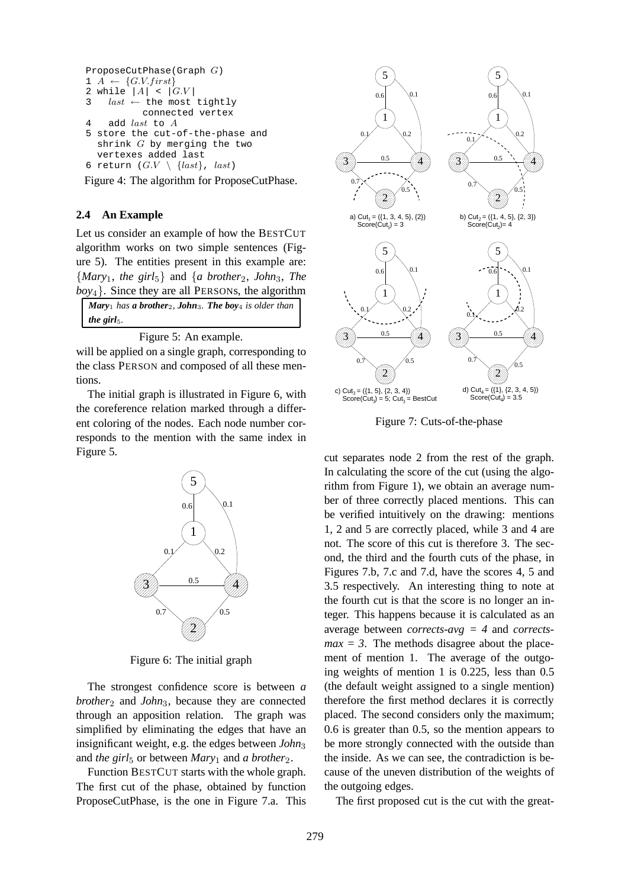```
ProposeCutPhase(Graph G)
1 A ← {G.V.first}
2 while |A| < |G.V|
3   last ← the most tightly
           connected vertex
4   add last to A
5 store the cut-of-the-phase and
  shrink G by merging the two
  vertexes added last
6 return (G.V \ {last}, last)
```

Figure 4: The algorithm for ProposeCutPhase.

### 2.4 An Example

Let us consider an example of how the BESTCUT algorithm works on two simple sentences (Figure 5). The entities present in this example are: $\{$*Mary*$_1$, *the girl*$_5\}$ and $\{$*a brother*$_2$, *John*$_3$, *The boy*$_4\}$. Since they are all PERSONs, the algorithm will be applied on a single graph, corresponding to the class PERSON and composed of all these mentions.

> ***Mary***$_1$ *has* ***a brother***$_2$*,* ***John***$_3$*.* ***The boy***$_4$ *is older than* ***the girl***$_5$*.*

Figure 5: An example.

The initial graph is illustrated in Figure 6, with the coreference relation marked through a different coloring of the nodes. Each node number corresponds to the mention with the same index in Figure 5.

Figure 6: The initial graph

The strongest confidence score is between *a brother*$_2$ and *John*$_3$, because they are connected through an apposition relation. The graph was simplified by eliminating the edges that have an insignificant weight, e.g. the edges between *John*$_3$ and *the girl*$_5$ or between *Mary*$_1$ and *a brother*$_2$.

Function BESTCUT starts with the whole graph. The first cut of the phase, obtained by function ProposeCutPhase, is the one in Figure 7.a. This cut separates node 2 from the rest of the graph. In calculating the score of the cut (using the algorithm from Figure 1), we obtain an average number of three correctly placed mentions. This can be verified intuitively on the drawing: mentions 1, 2 and 5 are correctly placed, while 3 and 4 are not. The score of this cut is therefore 3. The second, the third and the fourth cuts of the phase, in Figures 7.b, 7.c and 7.d, have the scores 4, 5 and 3.5 respectively. An interesting thing to note at the fourth cut is that the score is no longer an integer. This happens because it is calculated as an average between *corrects-avg = 4* and *corrects-max = 3*. The methods disagree about the placement of mention 1. The average of the outgoing weights of mention 1 is 0.225, less than 0.5 (the default weight assigned to a single mention) therefore the first method declares it is correctly placed. The second considers only the maximum; 0.6 is greater than 0.5, so the mention appears to be more strongly connected with the outside than the inside. As we can see, the contradiction is because of the uneven distribution of the weights of the outgoing edges.

a) $Cut_1$ = ({1, 3, 4, 5}, {2}) Score($Cut_1$) = 3
b) $Cut_2$ = ({1, 4, 5}, {2, 3}) Score($Cut_2$) = 4
c) $Cut_3$ = ({1, 5}, {2, 3, 4}) Score($Cut_3$) = 5; $Cut_3$ = BestCut
d) $Cut_4$ = ({1}, {2, 3, 4, 5}) Score($Cut_4$) = 3.5

Figure 7: Cuts-of-the-phase

The first proposed cut is the cut with the great-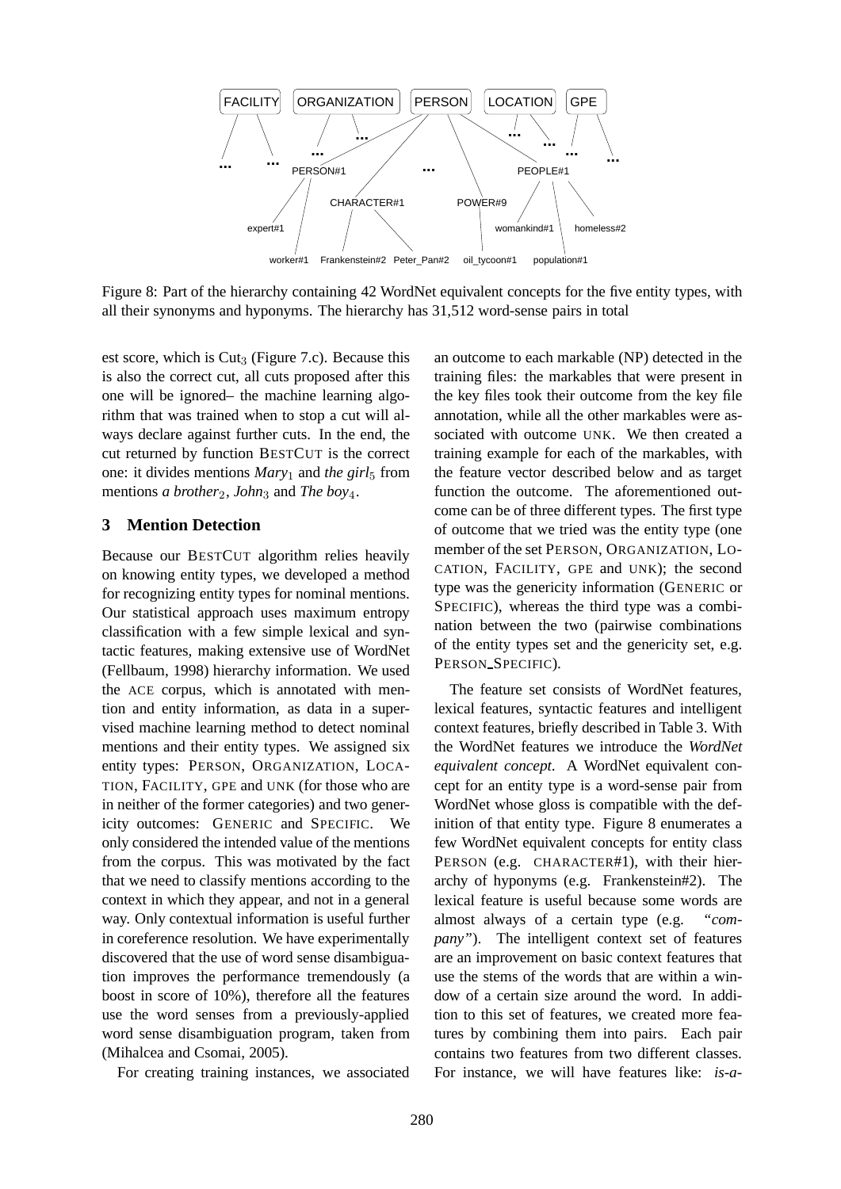Figure 8: Part of the hierarchy containing 42 WordNet equivalent concepts for the five entity types, with all their synonyms and hyponyms. The hierarchy has 31,512 word-sense pairs in total

est score, which is $\text{Cut}_3$ (Figure 7.c). Because this is also the correct cut, all cuts proposed after this one will be ignored– the machine learning algorithm that was trained when to stop a cut will always declare against further cuts. In the end, the cut returned by function BESTCUT is the correct one: it divides mentions *Mary*$_1$ and *the girl*$_5$ from mentions *a brother*$_2$, *John*$_3$ and *The boy*$_4$.

## 3 Mention Detection

Because our BESTCUT algorithm relies heavily on knowing entity types, we developed a method for recognizing entity types for nominal mentions. Our statistical approach uses maximum entropy classification with a few simple lexical and syntactic features, making extensive use of WordNet (Fellbaum, 1998) hierarchy information. We used the ACE corpus, which is annotated with mention and entity information, as data in a supervised machine learning method to detect nominal mentions and their entity types. We assigned six entity types: PERSON, ORGANIZATION, LOCATION, FACILITY, GPE and UNK (for those who are in neither of the former categories) and two genericity outcomes: GENERIC and SPECIFIC. We only considered the intended value of the mentions from the corpus. This was motivated by the fact that we need to classify mentions according to the context in which they appear, and not in a general way. Only contextual information is useful further in coreference resolution. We have experimentally discovered that the use of word sense disambiguation improves the performance tremendously (a boost in score of 10%), therefore all the features use the word senses from a previously-applied word sense disambiguation program, taken from (Mihalcea and Csomai, 2005).

For creating training instances, we associated an outcome to each markable (NP) detected in the training files: the markables that were present in the key files took their outcome from the key file annotation, while all the other markables were associated with outcome UNK. We then created a training example for each of the markables, with the feature vector described below and as target function the outcome. The aforementioned outcome can be of three different types. The first type of outcome that we tried was the entity type (one member of the set PERSON, ORGANIZATION, LOCATION, FACILITY, GPE and UNK); the second type was the genericity information (GENERIC or SPECIFIC), whereas the third type was a combination between the two (pairwise combinations of the entity types set and the genericity set, e.g. PERSON_SPECIFIC).

The feature set consists of WordNet features, lexical features, syntactic features and intelligent context features, briefly described in Table 3. With the WordNet features we introduce the *WordNet equivalent concept*. A WordNet equivalent concept for an entity type is a word-sense pair from WordNet whose gloss is compatible with the definition of that entity type. Figure 8 enumerates a few WordNet equivalent concepts for entity class PERSON (e.g. CHARACTER#1), with their hierarchy of hyponyms (e.g. Frankenstein#2). The lexical feature is useful because some words are almost always of a certain type (e.g. *"company"*). The intelligent context set of features are an improvement on basic context features that use the stems of the words that are within a window of a certain size around the word. In addition to this set of features, we created more features by combining them into pairs. Each pair contains two features from two different classes. For instance, we will have features like: *is-a-*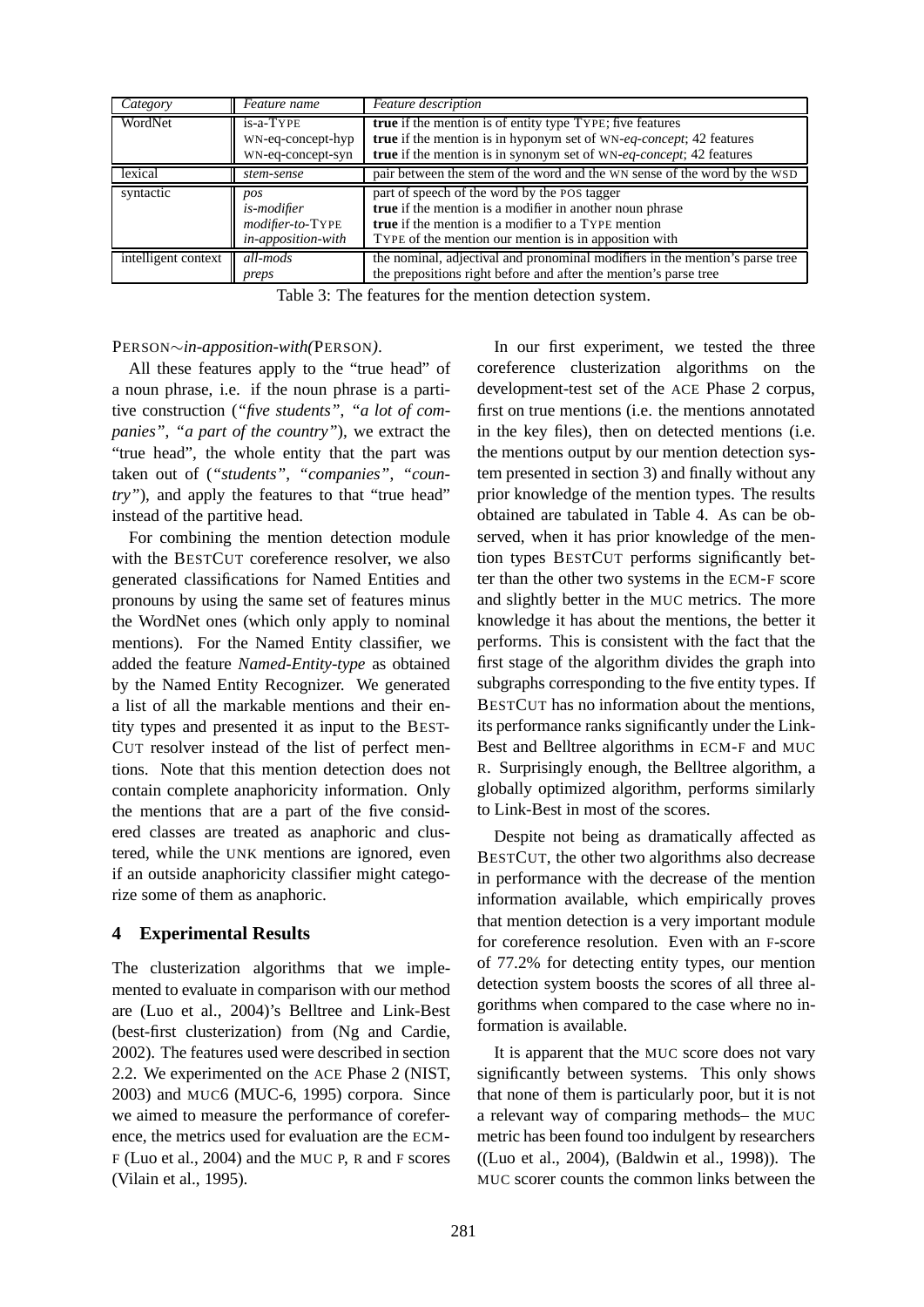| Category | Feature name | Feature description |
| --- | --- | --- |
| WordNet | is-a-TYPE | **true** if the mention is of entity type TYPE; five features |
| | WN-eq-concept-hyp | **true** if the mention is in hyponym set of WN-*eq-concept*; 42 features |
| | WN-eq-concept-syn | **true** if the mention is in synonym set of WN-*eq-concept*; 42 features |
| lexical | *stem-sense* | pair between the stem of the word and the WN sense of the word by the WSD |
| syntactic | *pos* | part of speech of the word by the POS tagger |
| | *is-modifier* | **true** if the mention is a modifier in another noun phrase |
| | *modifier-to-*TYPE | **true** if the mention is a modifier to a TYPE mention |
| | *in-apposition-with* | TYPE of the mention our mention is in apposition with |
| intelligent context | *all-mods* | the nominal, adjectival and pronominal modifiers in the mention's parse tree |
| | *preps* | the prepositions right before and after the mention's parse tree |

Table 3: The features for the mention detection system.

PERSON$\sim$*in-apposition-with(*PERSON*)*.

All these features apply to the "true head" of a noun phrase, i.e. if the noun phrase is a partitive construction (*"five students"*, *"a lot of companies"*, *"a part of the country"*), we extract the "true head", the whole entity that the part was taken out of (*"students"*, *"companies"*, *"country"*), and apply the features to that "true head" instead of the partitive head.

For combining the mention detection module with the BESTCUT coreference resolver, we also generated classifications for Named Entities and pronouns by using the same set of features minus the WordNet ones (which only apply to nominal mentions). For the Named Entity classifier, we added the feature *Named-Entity-type* as obtained by the Named Entity Recognizer. We generated a list of all the markable mentions and their entity types and presented it as input to the BESTCUT resolver instead of the list of perfect mentions. Note that this mention detection does not contain complete anaphoricity information. Only the mentions that are a part of the five considered classes are treated as anaphoric and clustered, while the UNK mentions are ignored, even if an outside anaphoricity classifier might categorize some of them as anaphoric.

## 4 Experimental Results

The clusterization algorithms that we implemented to evaluate in comparison with our method are (Luo et al., 2004)'s Belltree and Link-Best (best-first clusterization) from (Ng and Cardie, 2002). The features used were described in section 2.2. We experimented on the ACE Phase 2 (NIST, 2003) and MUC6 (MUC-6, 1995) corpora. Since we aimed to measure the performance of coreference, the metrics used for evaluation are the ECM-F (Luo et al., 2004) and the MUC P, R and F scores (Vilain et al., 1995).

In our first experiment, we tested the three coreference clusterization algorithms on the development-test set of the ACE Phase 2 corpus, first on true mentions (i.e. the mentions annotated in the key files), then on detected mentions (i.e. the mentions output by our mention detection system presented in section 3) and finally without any prior knowledge of the mention types. The results obtained are tabulated in Table 4. As can be observed, when it has prior knowledge of the mention types BESTCUT performs significantly better than the other two systems in the ECM-F score and slightly better in the MUC metrics. The more knowledge it has about the mentions, the better it performs. This is consistent with the fact that the first stage of the algorithm divides the graph into subgraphs corresponding to the five entity types. If BESTCUT has no information about the mentions, its performance ranks significantly under the Link-Best and Belltree algorithms in ECM-F and MUC R. Surprisingly enough, the Belltree algorithm, a globally optimized algorithm, performs similarly to Link-Best in most of the scores.

Despite not being as dramatically affected as BESTCUT, the other two algorithms also decrease in performance with the decrease of the mention information available, which empirically proves that mention detection is a very important module for coreference resolution. Even with an F-score of 77.2% for detecting entity types, our mention detection system boosts the scores of all three algorithms when compared to the case where no information is available.

It is apparent that the MUC score does not vary significantly between systems. This only shows that none of them is particularly poor, but it is not a relevant way of comparing methods– the MUC metric has been found too indulgent by researchers ((Luo et al., 2004), (Baldwin et al., 1998)). The MUC scorer counts the common links between the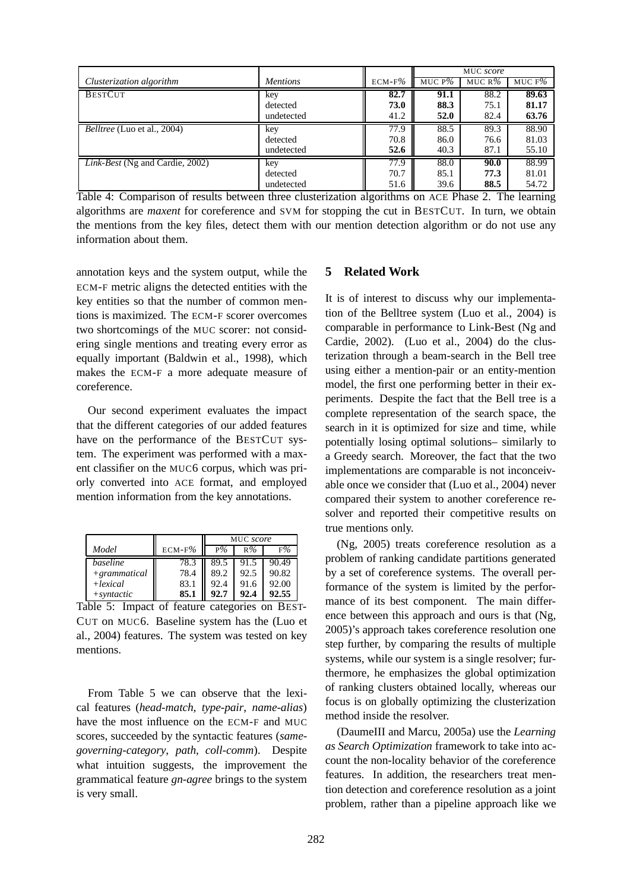| *Clusterization algorithm* | *Mentions* | ECM-F% | MUC *score* | | |
|---|---|---|---|---|---|
| | | | MUC P% | MUC R% | MUC F% |
| BESTCUT | key | **82.7** | **91.1** | 88.2 | **89.63** |
| | detected | **73.0** | **88.3** | 75.1 | **81.17** |
| | undetected | 41.2 | **52.0** | 82.4 | **63.76** |
| *Belltree* (Luo et al., 2004) | key | 77.9 | 88.5 | 89.3 | 88.90 |
| | detected | 70.8 | 86.0 | 76.6 | 81.03 |
| | undetected | **52.6** | 40.3 | 87.1 | 55.10 |
| *Link-Best* (Ng and Cardie, 2002) | key | 77.9 | 88.0 | **90.0** | 88.99 |
| | detected | 70.7 | 85.1 | **77.3** | 81.01 |
| | undetected | 51.6 | 39.6 | **88.5** | 54.72 |

Table 4: Comparison of results between three clusterization algorithms on ACE Phase 2. The learning algorithms are *maxent* for coreference and SVM for stopping the cut in BESTCUT. In turn, we obtain the mentions from the key files, detect them with our mention detection algorithm or do not use any information about them.

annotation keys and the system output, while the ECM-F metric aligns the detected entities with the key entities so that the number of common mentions is maximized. The ECM-F scorer overcomes two shortcomings of the MUC scorer: not considering single mentions and treating every error as equally important (Baldwin et al., 1998), which makes the ECM-F a more adequate measure of coreference.

Our second experiment evaluates the impact that the different categories of our added features have on the performance of the BESTCUT system. The experiment was performed with a maxent classifier on the MUC6 corpus, which was priorly converted into ACE format, and employed mention information from the key annotations.

| *Model* | ECM-F% | MUC *score* | | |
|---|---|---|---|---|
| | | P% | R% | F% |
| *baseline* | 78.3 | 89.5 | 91.5 | 90.49 |
| *+grammatical* | 78.4 | 89.2 | 92.5 | 90.82 |
| *+lexical* | 83.1 | 92.4 | 91.6 | 92.00 |
| *+syntactic* | **85.1** | **92.7** | **92.4** | **92.55** |

Table 5: Impact of feature categories on BESTCUT on MUC6. Baseline system has the (Luo et al., 2004) features. The system was tested on key mentions.

From Table 5 we can observe that the lexical features (*head-match*, *type-pair*, *name-alias*) have the most influence on the ECM-F and MUC scores, succeeded by the syntactic features (*same-governing-category*, *path*, *coll-comm*). Despite what intuition suggests, the improvement the grammatical feature *gn-agree* brings to the system is very small.

## 5 Related Work

It is of interest to discuss why our implementation of the Belltree system (Luo et al., 2004) is comparable in performance to Link-Best (Ng and Cardie, 2002). (Luo et al., 2004) do the clusterization through a beam-search in the Bell tree using either a mention-pair or an entity-mention model, the first one performing better in their experiments. Despite the fact that the Bell tree is a complete representation of the search space, the search in it is optimized for size and time, while potentially losing optimal solutions– similarly to a Greedy search. Moreover, the fact that the two implementations are comparable is not inconceivable once we consider that (Luo et al., 2004) never compared their system to another coreference resolver and reported their competitive results on true mentions only.

(Ng, 2005) treats coreference resolution as a problem of ranking candidate partitions generated by a set of coreference systems. The overall performance of the system is limited by the performance of its best component. The main difference between this approach and ours is that (Ng, 2005)'s approach takes coreference resolution one step further, by comparing the results of multiple systems, while our system is a single resolver; furthermore, he emphasizes the global optimization of ranking clusters obtained locally, whereas our focus is on globally optimizing the clusterization method inside the resolver.

(DaumeIII and Marcu, 2005a) use the *Learning as Search Optimization* framework to take into account the non-locality behavior of the coreference features. In addition, the researchers treat mention detection and coreference resolution as a joint problem, rather than a pipeline approach like we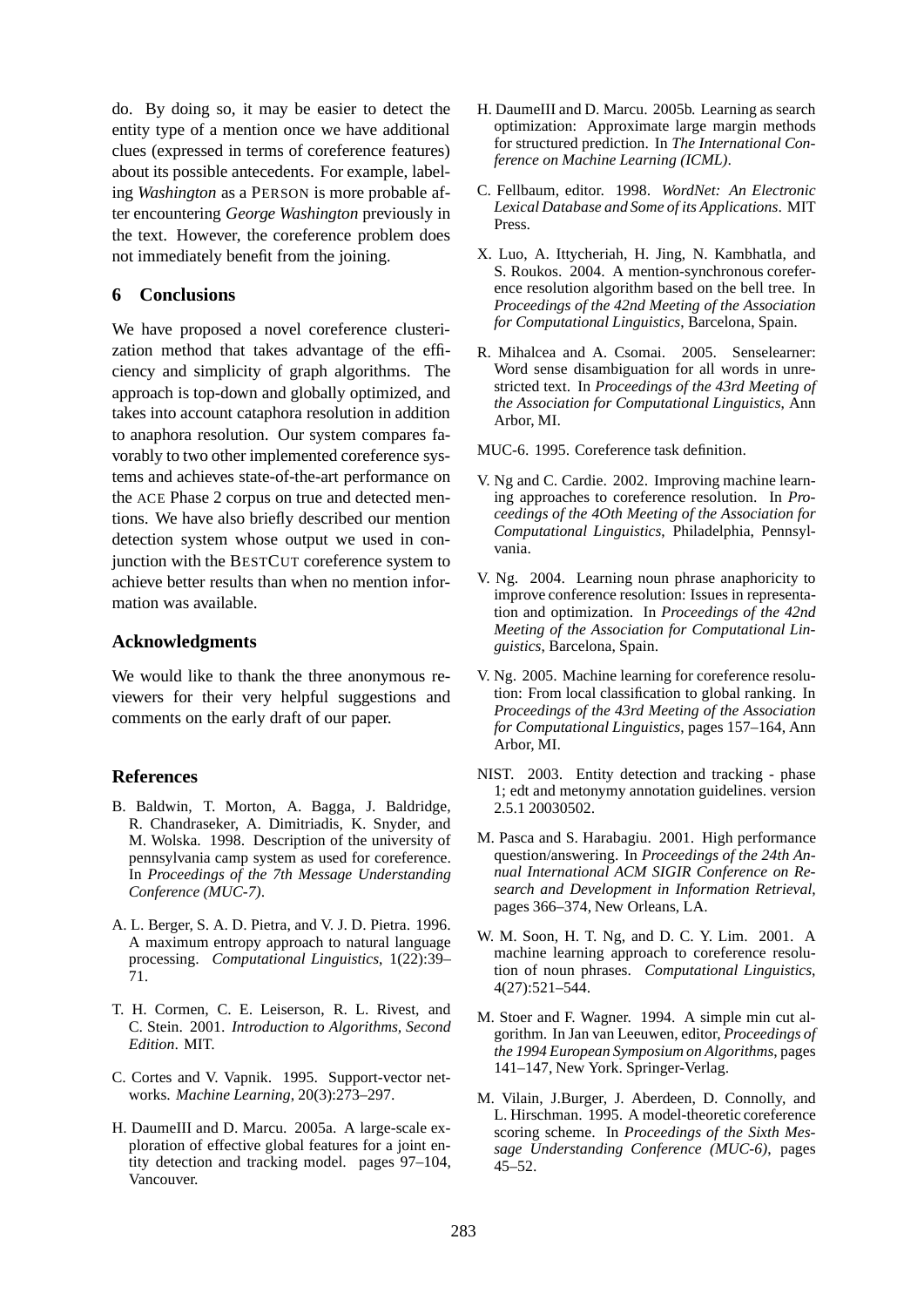do. By doing so, it may be easier to detect the entity type of a mention once we have additional clues (expressed in terms of coreference features) about its possible antecedents. For example, labeling *Washington* as a PERSON is more probable after encountering *George Washington* previously in the text. However, the coreference problem does not immediately benefit from the joining.

## 6 Conclusions

We have proposed a novel coreference clusterization method that takes advantage of the efficiency and simplicity of graph algorithms. The approach is top-down and globally optimized, and takes into account cataphora resolution in addition to anaphora resolution. Our system compares favorably to two other implemented coreference systems and achieves state-of-the-art performance on the ACE Phase 2 corpus on true and detected mentions. We have also briefly described our mention detection system whose output we used in conjunction with the BESTCUT coreference system to achieve better results than when no mention information was available.

## Acknowledgments

We would like to thank the three anonymous reviewers for their very helpful suggestions and comments on the early draft of our paper.

## References

B. Baldwin, T. Morton, A. Bagga, J. Baldridge, R. Chandraseker, A. Dimitriadis, K. Snyder, and M. Wolska. 1998. Description of the university of pennsylvania camp system as used for coreference. In *Proceedings of the 7th Message Understanding Conference (MUC-7)*.

A. L. Berger, S. A. D. Pietra, and V. J. D. Pietra. 1996. A maximum entropy approach to natural language processing. *Computational Linguistics*, 1(22):39–71.

T. H. Cormen, C. E. Leiserson, R. L. Rivest, and C. Stein. 2001. *Introduction to Algorithms, Second Edition*. MIT.

C. Cortes and V. Vapnik. 1995. Support-vector networks. *Machine Learning*, 20(3):273–297.

H. DaumeIII and D. Marcu. 2005a. A large-scale exploration of effective global features for a joint entity detection and tracking model. pages 97–104, Vancouver.

H. DaumeIII and D. Marcu. 2005b. Learning as search optimization: Approximate large margin methods for structured prediction. In *The International Conference on Machine Learning (ICML)*.

C. Fellbaum, editor. 1998. *WordNet: An Electronic Lexical Database and Some of its Applications*. MIT Press.

X. Luo, A. Ittycheriah, H. Jing, N. Kambhatla, and S. Roukos. 2004. A mention-synchronous coreference resolution algorithm based on the bell tree. In *Proceedings of the 42nd Meeting of the Association for Computational Linguistics*, Barcelona, Spain.

R. Mihalcea and A. Csomai. 2005. Senselearner: Word sense disambiguation for all words in unrestricted text. In *Proceedings of the 43rd Meeting of the Association for Computational Linguistics*, Ann Arbor, MI.

MUC-6. 1995. Coreference task definition.

V. Ng and C. Cardie. 2002. Improving machine learning approaches to coreference resolution. In *Proceedings of the 4Oth Meeting of the Association for Computational Linguistics*, Philadelphia, Pennsylvania.

V. Ng. 2004. Learning noun phrase anaphoricity to improve conference resolution: Issues in representation and optimization. In *Proceedings of the 42nd Meeting of the Association for Computational Linguistics*, Barcelona, Spain.

V. Ng. 2005. Machine learning for coreference resolution: From local classification to global ranking. In *Proceedings of the 43rd Meeting of the Association for Computational Linguistics*, pages 157–164, Ann Arbor, MI.

NIST. 2003. Entity detection and tracking - phase 1; edt and metonymy annotation guidelines. version 2.5.1 20030502.

M. Pasca and S. Harabagiu. 2001. High performance question/answering. In *Proceedings of the 24th Annual International ACM SIGIR Conference on Research and Development in Information Retrieval*, pages 366–374, New Orleans, LA.

W. M. Soon, H. T. Ng, and D. C. Y. Lim. 2001. A machine learning approach to coreference resolution of noun phrases. *Computational Linguistics*, 4(27):521–544.

M. Stoer and F. Wagner. 1994. A simple min cut algorithm. In Jan van Leeuwen, editor, *Proceedings of the 1994 European Symposium on Algorithms*, pages 141–147, New York. Springer-Verlag.

M. Vilain, J.Burger, J. Aberdeen, D. Connolly, and L. Hirschman. 1995. A model-theoretic coreference scoring scheme. In *Proceedings of the Sixth Message Understanding Conference (MUC-6)*, pages 45–52.